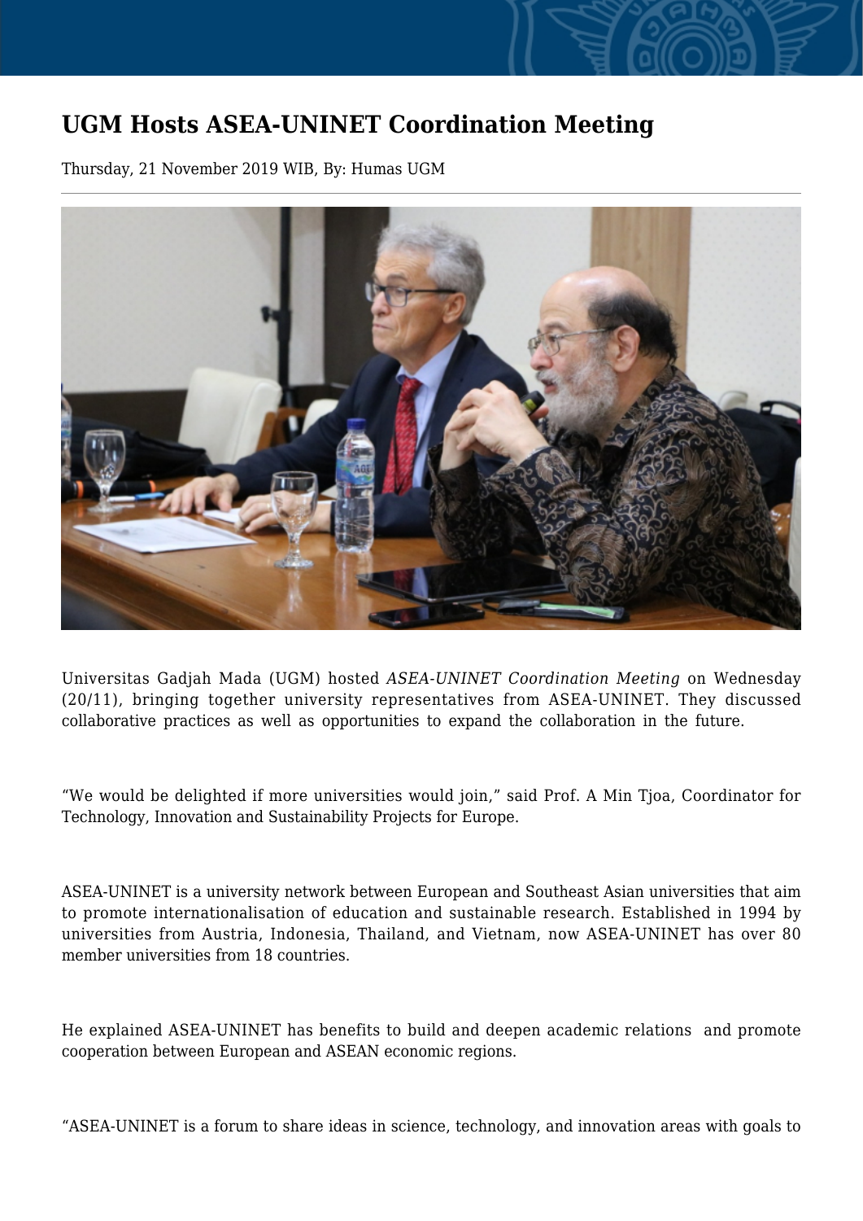# UGM Hosts ASEA-UNINET Coordination Meeting

Thursday, 21 November 2019 WIB, By: Humas UGM

Universitas Gadjah Mada (UGM) hosted *ASEA-UNINET Coordination Meeting* on Wednesday (20/11), bringing together university representatives from ASEA-UNINET. They discussed collaborative practices as well as opportunities to expand the collaboration in the future.

"We would be delighted if more universities would join," said Prof. A Min Tjoa, Coordinator for Technology, Innovation and Sustainability Projects for Europe.

ASEA-UNINET is a university network between European and Southeast Asian universities that aim to promote internationalisation of education and sustainable research. Established in 1994 by universities from Austria, Indonesia, Thailand, and Vietnam, now ASEA-UNINET has over 80 member universities from 18 countries.

He explained ASEA-UNINET has benefits to build and deepen academic relations and promote cooperation between European and ASEAN economic regions.

"ASEA-UNINET is a forum to share ideas in science, technology, and innovation areas with goals to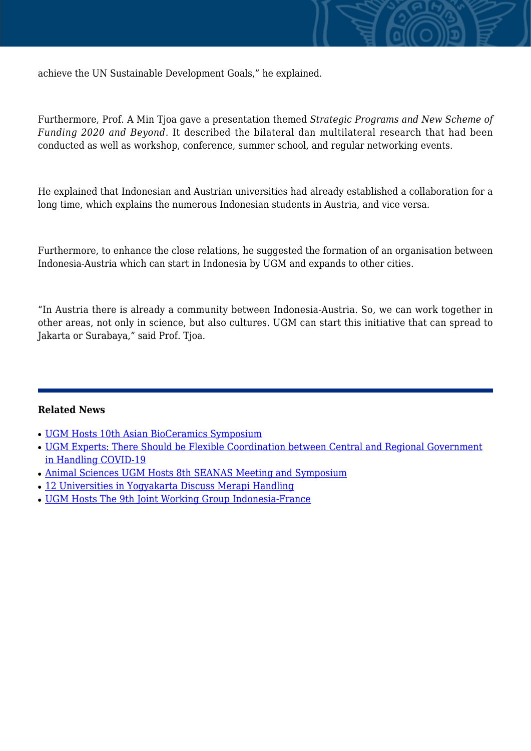achieve the UN Sustainable Development Goals," he explained.

Furthermore, Prof. A Min Tjoa gave a presentation themed *Strategic Programs and New Scheme of Funding 2020 and Beyond*. It described the bilateral dan multilateral research that had been conducted as well as workshop, conference, summer school, and regular networking events.

He explained that Indonesian and Austrian universities had already established a collaboration for a long time, which explains the numerous Indonesian students in Austria, and vice versa.

Furthermore, to enhance the close relations, he suggested the formation of an organisation between Indonesia-Austria which can start in Indonesia by UGM and expands to other cities.

"In Austria there is already a community between Indonesia-Austria. So, we can work together in other areas, not only in science, but also cultures. UGM can start this initiative that can spread to Jakarta or Surabaya," said Prof. Tjoa.

---

**Related News**

- UGM Hosts 10th Asian BioCeramics Symposium
- UGM Experts: There Should be Flexible Coordination between Central and Regional Government in Handling COVID-19
- Animal Sciences UGM Hosts 8th SEANAS Meeting and Symposium
- 12 Universities in Yogyakarta Discuss Merapi Handling
- UGM Hosts The 9th Joint Working Group Indonesia-France